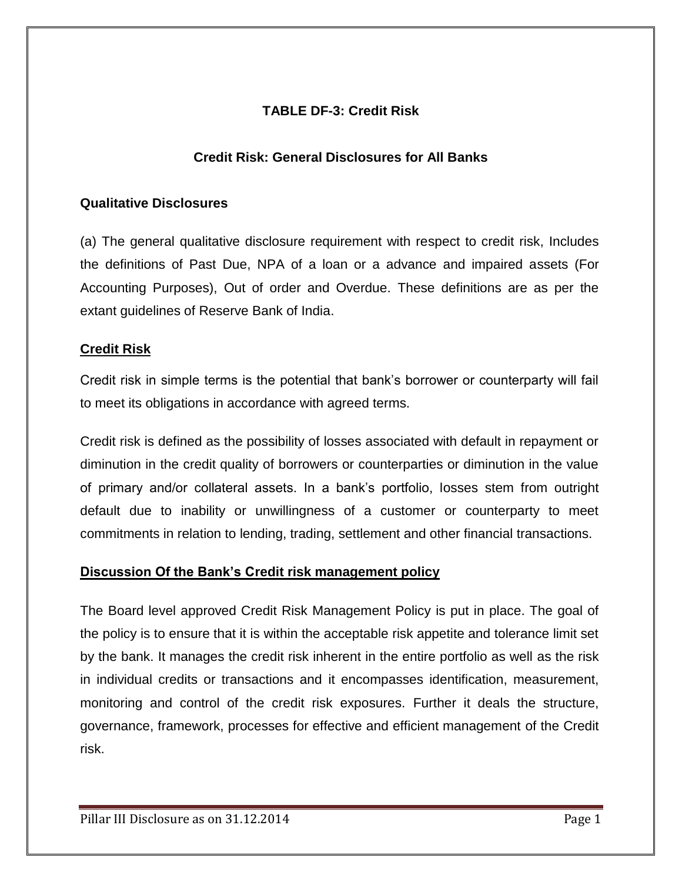## TABLE DF-3: Credit Risk

### Credit Risk: General Disclosures for All Banks

**Qualitative Disclosures**

(a) The general qualitative disclosure requirement with respect to credit risk, Includes the definitions of Past Due, NPA of a loan or a advance and impaired assets (For Accounting Purposes), Out of order and Overdue. These definitions are as per the extant guidelines of Reserve Bank of India.

**Credit Risk**

Credit risk in simple terms is the potential that bank's borrower or counterparty will fail to meet its obligations in accordance with agreed terms.

Credit risk is defined as the possibility of losses associated with default in repayment or diminution in the credit quality of borrowers or counterparties or diminution in the value of primary and/or collateral assets. In a bank's portfolio, losses stem from outright default due to inability or unwillingness of a customer or counterparty to meet commitments in relation to lending, trading, settlement and other financial transactions.

**Discussion Of the Bank's Credit risk management policy**

The Board level approved Credit Risk Management Policy is put in place. The goal of the policy is to ensure that it is within the acceptable risk appetite and tolerance limit set by the bank. It manages the credit risk inherent in the entire portfolio as well as the risk in individual credits or transactions and it encompasses identification, measurement, monitoring and control of the credit risk exposures. Further it deals the structure, governance, framework, processes for effective and efficient management of the Credit risk.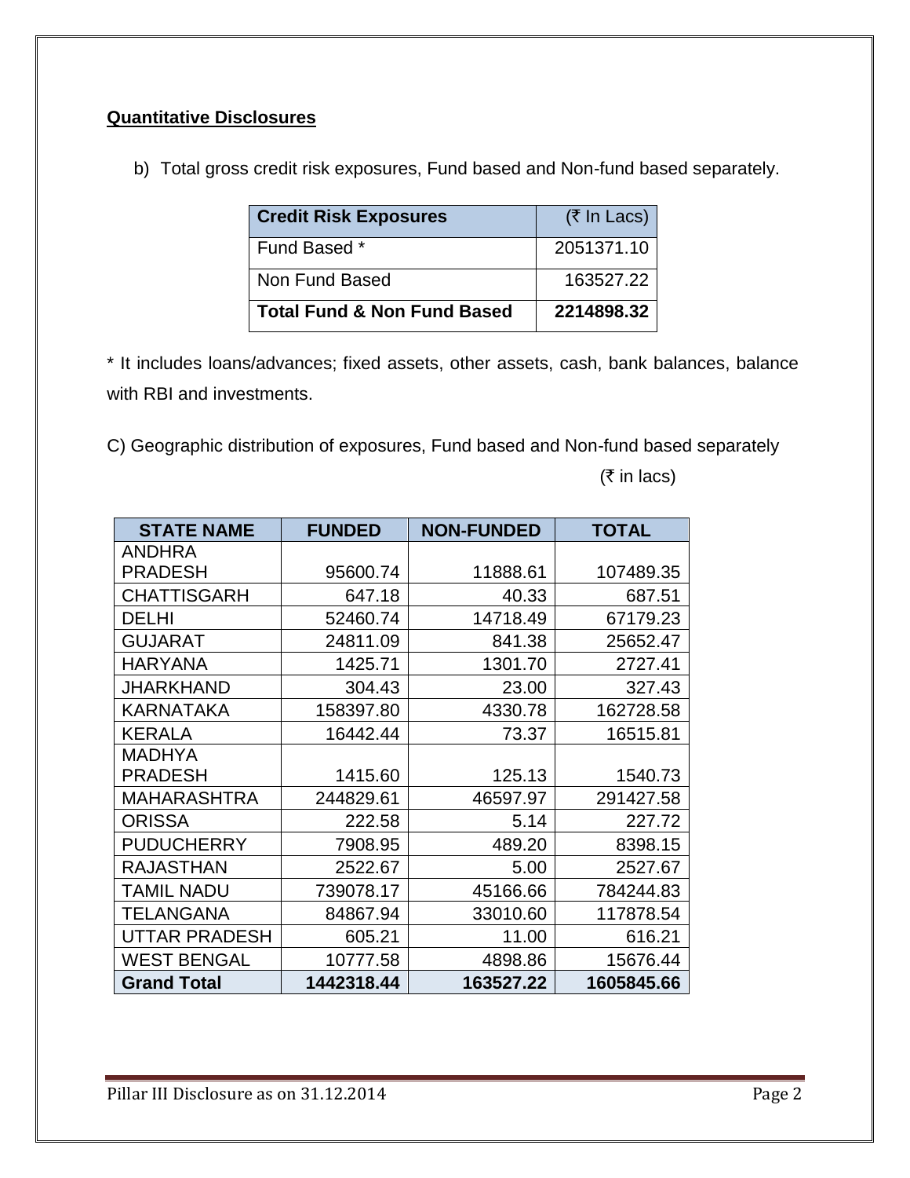## Quantitative Disclosures

b) Total gross credit risk exposures, Fund based and Non-fund based separately.

| Credit Risk Exposures | (₹ In Lacs) |
|---|---|
| Fund Based * | 2051371.10 |
| Non Fund Based | 163527.22 |
| **Total Fund & Non Fund Based** | **2214898.32** |

* It includes loans/advances; fixed assets, other assets, cash, bank balances, balance with RBI and investments.

C) Geographic distribution of exposures, Fund based and Non-fund based separately

(₹ in lacs)

| STATE NAME | FUNDED | NON-FUNDED | TOTAL |
|---|---|---|---|
| ANDHRA PRADESH | 95600.74 | 11888.61 | 107489.35 |
| CHATTISGARH | 647.18 | 40.33 | 687.51 |
| DELHI | 52460.74 | 14718.49 | 67179.23 |
| GUJARAT | 24811.09 | 841.38 | 25652.47 |
| HARYANA | 1425.71 | 1301.70 | 2727.41 |
| JHARKHAND | 304.43 | 23.00 | 327.43 |
| KARNATAKA | 158397.80 | 4330.78 | 162728.58 |
| KERALA | 16442.44 | 73.37 | 16515.81 |
| MADHYA PRADESH | 1415.60 | 125.13 | 1540.73 |
| MAHARASHTRA | 244829.61 | 46597.97 | 291427.58 |
| ORISSA | 222.58 | 5.14 | 227.72 |
| PUDUCHERRY | 7908.95 | 489.20 | 8398.15 |
| RAJASTHAN | 2522.67 | 5.00 | 2527.67 |
| TAMIL NADU | 739078.17 | 45166.66 | 784244.83 |
| TELANGANA | 84867.94 | 33010.60 | 117878.54 |
| UTTAR PRADESH | 605.21 | 11.00 | 616.21 |
| WEST BENGAL | 10777.58 | 4898.86 | 15676.44 |
| **Grand Total** | **1442318.44** | **163527.22** | **1605845.66** |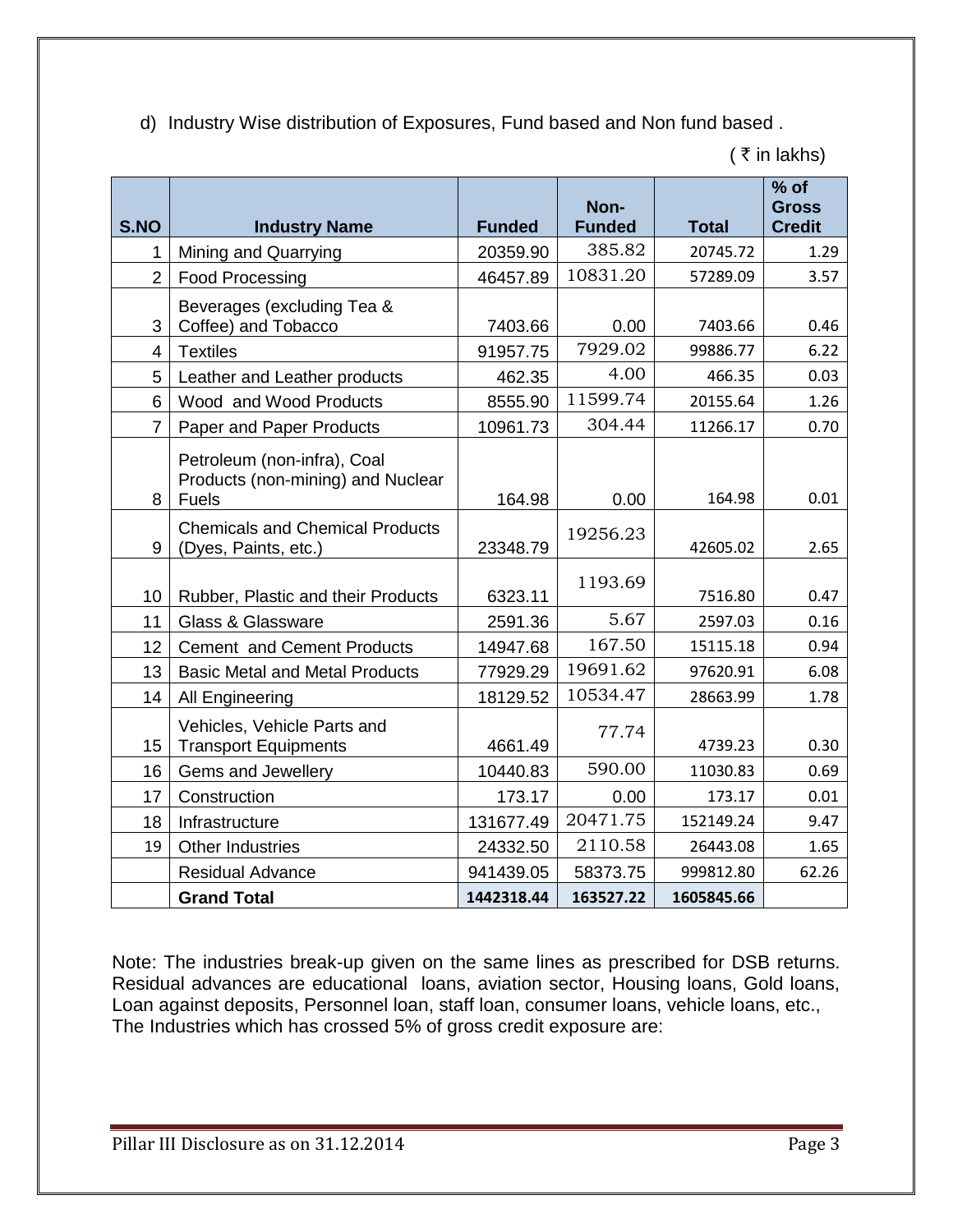d) Industry Wise distribution of Exposures, Fund based and Non fund based .

( ₹ in lakhs)

| S.NO | Industry Name | Funded | Non-Funded | Total | % of Gross Credit |
|---|---|---|---|---|---|
| 1 | Mining and Quarrying | 20359.90 | 385.82 | 20745.72 | 1.29 |
| 2 | Food Processing | 46457.89 | 10831.20 | 57289.09 | 3.57 |
| 3 | Beverages (excluding Tea & Coffee) and Tobacco | 7403.66 | 0.00 | 7403.66 | 0.46 |
| 4 | Textiles | 91957.75 | 7929.02 | 99886.77 | 6.22 |
| 5 | Leather and Leather products | 462.35 | 4.00 | 466.35 | 0.03 |
| 6 | Wood and Wood Products | 8555.90 | 11599.74 | 20155.64 | 1.26 |
| 7 | Paper and Paper Products | 10961.73 | 304.44 | 11266.17 | 0.70 |
| 8 | Petroleum (non-infra), Coal Products (non-mining) and Nuclear Fuels | 164.98 | 0.00 | 164.98 | 0.01 |
| 9 | Chemicals and Chemical Products (Dyes, Paints, etc.) | 23348.79 | 19256.23 | 42605.02 | 2.65 |
| 10 | Rubber, Plastic and their Products | 6323.11 | 1193.69 | 7516.80 | 0.47 |
| 11 | Glass & Glassware | 2591.36 | 5.67 | 2597.03 | 0.16 |
| 12 | Cement and Cement Products | 14947.68 | 167.50 | 15115.18 | 0.94 |
| 13 | Basic Metal and Metal Products | 77929.29 | 19691.62 | 97620.91 | 6.08 |
| 14 | All Engineering | 18129.52 | 10534.47 | 28663.99 | 1.78 |
| 15 | Vehicles, Vehicle Parts and Transport Equipments | 4661.49 | 77.74 | 4739.23 | 0.30 |
| 16 | Gems and Jewellery | 10440.83 | 590.00 | 11030.83 | 0.69 |
| 17 | Construction | 173.17 | 0.00 | 173.17 | 0.01 |
| 18 | Infrastructure | 131677.49 | 20471.75 | 152149.24 | 9.47 |
| 19 | Other Industries | 24332.50 | 2110.58 | 26443.08 | 1.65 |
| | Residual Advance | 941439.05 | 58373.75 | 999812.80 | 62.26 |
| | **Grand Total** | **1442318.44** | **163527.22** | **1605845.66** | |

Note: The industries break-up given on the same lines as prescribed for DSB returns. Residual advances are educational loans, aviation sector, Housing loans, Gold loans, Loan against deposits, Personnel loan, staff loan, consumer loans, vehicle loans, etc., The Industries which has crossed 5% of gross credit exposure are: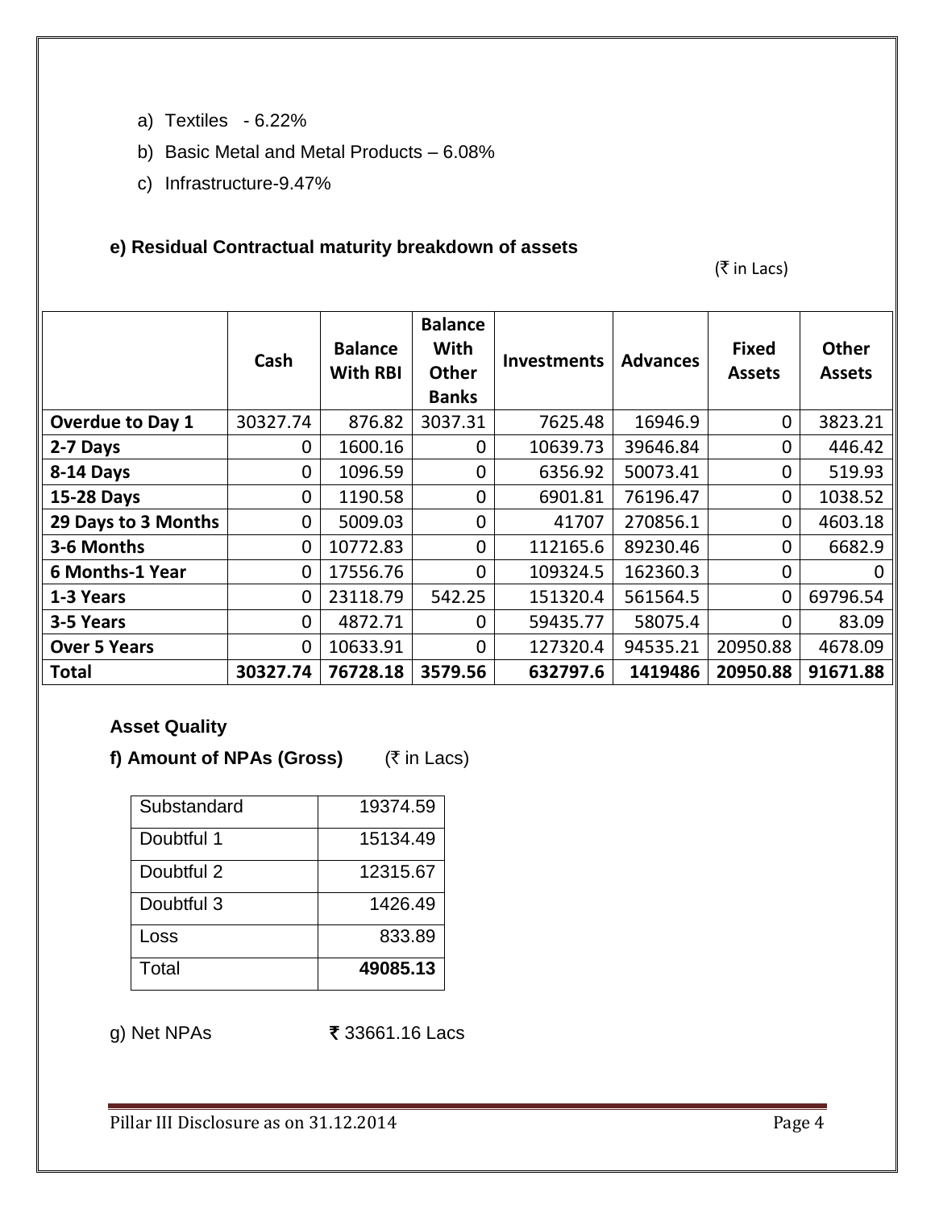a) Textiles - 6.22%

b) Basic Metal and Metal Products – 6.08%

c) Infrastructure-9.47%

**e) Residual Contractual maturity breakdown of assets**

(₹ in Lacs)

| | Cash | Balance With RBI | Balance With Other Banks | Investments | Advances | Fixed Assets | Other Assets |
|---|---|---|---|---|---|---|---|
| **Overdue to Day 1** | 30327.74 | 876.82 | 3037.31 | 7625.48 | 16946.9 | 0 | 3823.21 |
| **2-7 Days** | 0 | 1600.16 | 0 | 10639.73 | 39646.84 | 0 | 446.42 |
| **8-14 Days** | 0 | 1096.59 | 0 | 6356.92 | 50073.41 | 0 | 519.93 |
| **15-28 Days** | 0 | 1190.58 | 0 | 6901.81 | 76196.47 | 0 | 1038.52 |
| **29 Days to 3 Months** | 0 | 5009.03 | 0 | 41707 | 270856.1 | 0 | 4603.18 |
| **3-6 Months** | 0 | 10772.83 | 0 | 112165.6 | 89230.46 | 0 | 6682.9 |
| **6 Months-1 Year** | 0 | 17556.76 | 0 | 109324.5 | 162360.3 | 0 | 0 |
| **1-3 Years** | 0 | 23118.79 | 542.25 | 151320.4 | 561564.5 | 0 | 69796.54 |
| **3-5 Years** | 0 | 4872.71 | 0 | 59435.77 | 58075.4 | 0 | 83.09 |
| **Over 5 Years** | 0 | 10633.91 | 0 | 127320.4 | 94535.21 | 20950.88 | 4678.09 |
| **Total** | **30327.74** | **76728.18** | **3579.56** | **632797.6** | **1419486** | **20950.88** | **91671.88** |

**Asset Quality**

**f) Amount of NPAs (Gross)** (₹ in Lacs)

| Substandard | 19374.59 |
|---|---|
| Doubtful 1 | 15134.49 |
| Doubtful 2 | 12315.67 |
| Doubtful 3 | 1426.49 |
| Loss | 833.89 |
| Total | **49085.13** |

g) Net NPAs ₹ 33661.16 Lacs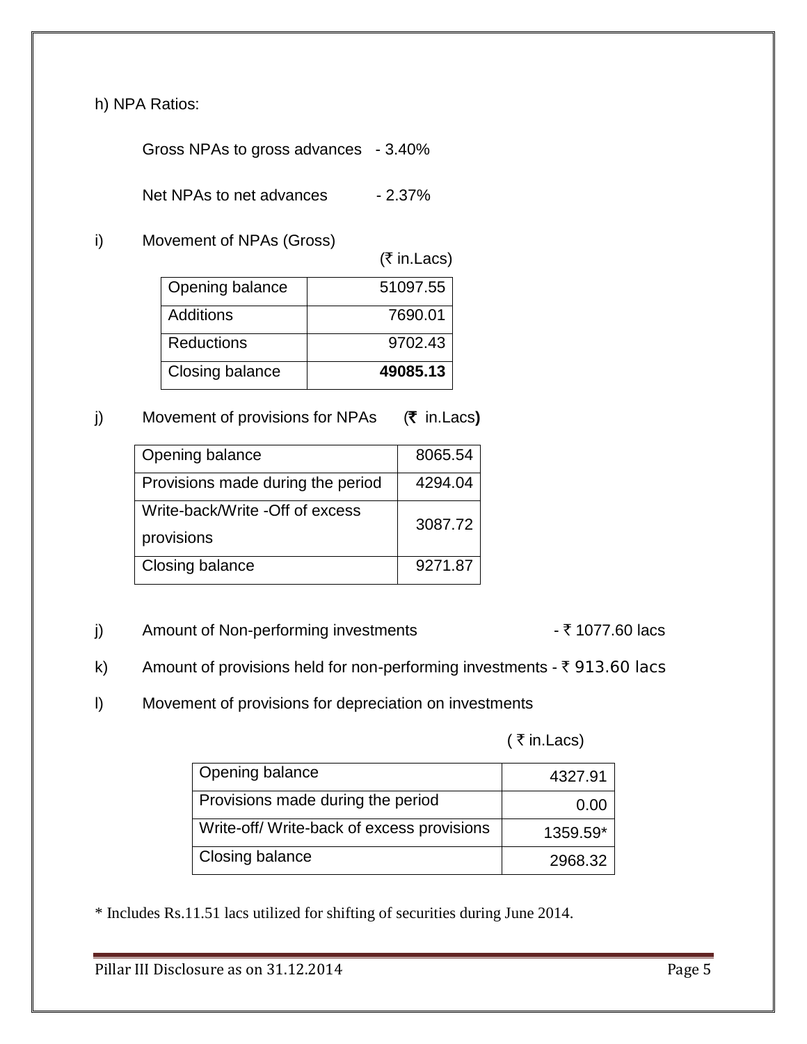h) NPA Ratios:

Gross NPAs to gross advances - 3.40%

Net NPAs to net advances - 2.37%

i) Movement of NPAs (Gross)

(₹ in.Lacs)

| | |
|---|---|
| Opening balance | 51097.55 |
| Additions | 7690.01 |
| Reductions | 9702.43 |
| Closing balance | **49085.13** |

j) Movement of provisions for NPAs (₹ in.Lacs)

| | |
|---|---|
| Opening balance | 8065.54 |
| Provisions made during the period | 4294.04 |
| Write-back/Write -Off of excess provisions | 3087.72 |
| Closing balance | 9271.87 |

j) Amount of Non-performing investments - ₹ 1077.60 lacs

k) Amount of provisions held for non-performing investments - ₹ 913.60 lacs

l) Movement of provisions for depreciation on investments

( ₹ in.Lacs)

| | |
|---|---|
| Opening balance | 4327.91 |
| Provisions made during the period | 0.00 |
| Write-off/ Write-back of excess provisions | 1359.59* |
| Closing balance | 2968.32 |

* Includes Rs.11.51 lacs utilized for shifting of securities during June 2014.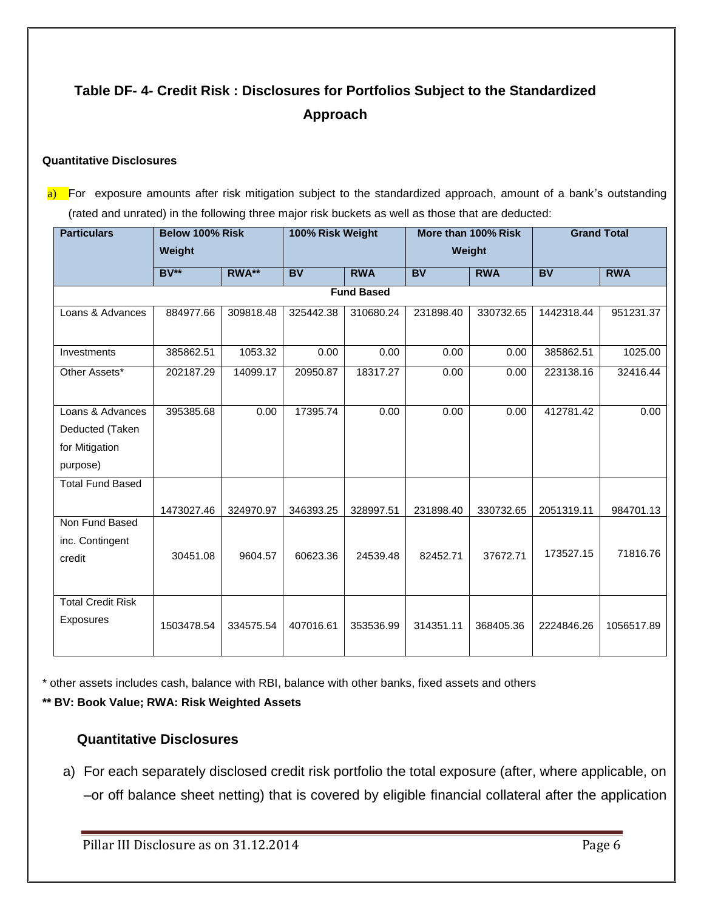## Table DF- 4- Credit Risk : Disclosures for Portfolios Subject to the Standardized Approach

**Quantitative Disclosures**

a) For exposure amounts after risk mitigation subject to the standardized approach, amount of a bank's outstanding (rated and unrated) in the following three major risk buckets as well as those that are deducted:

| Particulars | Below 100% Risk Weight | | 100% Risk Weight | | More than 100% Risk Weight | | Grand Total | |
|---|---|---|---|---|---|---|---|---|
| | BV** | RWA** | BV | RWA | BV | RWA | BV | RWA |
| **Fund Based** | | | | | | | | |
| Loans & Advances | 884977.66 | 309818.48 | 325442.38 | 310680.24 | 231898.40 | 330732.65 | 1442318.44 | 951231.37 |
| Investments | 385862.51 | 1053.32 | 0.00 | 0.00 | 0.00 | 0.00 | 385862.51 | 1025.00 |
| Other Assets* | 202187.29 | 14099.17 | 20950.87 | 18317.27 | 0.00 | 0.00 | 223138.16 | 32416.44 |
| Loans & Advances Deducted (Taken for Mitigation purpose) | 395385.68 | 0.00 | 17395.74 | 0.00 | 0.00 | 0.00 | 412781.42 | 0.00 |
| Total Fund Based | 1473027.46 | 324970.97 | 346393.25 | 328997.51 | 231898.40 | 330732.65 | 2051319.11 | 984701.13 |
| Non Fund Based inc. Contingent credit | 30451.08 | 9604.57 | 60623.36 | 24539.48 | 82452.71 | 37672.71 | 173527.15 | 71816.76 |
| Total Credit Risk Exposures | 1503478.54 | 334575.54 | 407016.61 | 353536.99 | 314351.11 | 368405.36 | 2224846.26 | 1056517.89 |

\* other assets includes cash, balance with RBI, balance with other banks, fixed assets and others

**\*\* BV: Book Value; RWA: Risk Weighted Assets**

### Quantitative Disclosures

a) For each separately disclosed credit risk portfolio the total exposure (after, where applicable, on –or off balance sheet netting) that is covered by eligible financial collateral after the application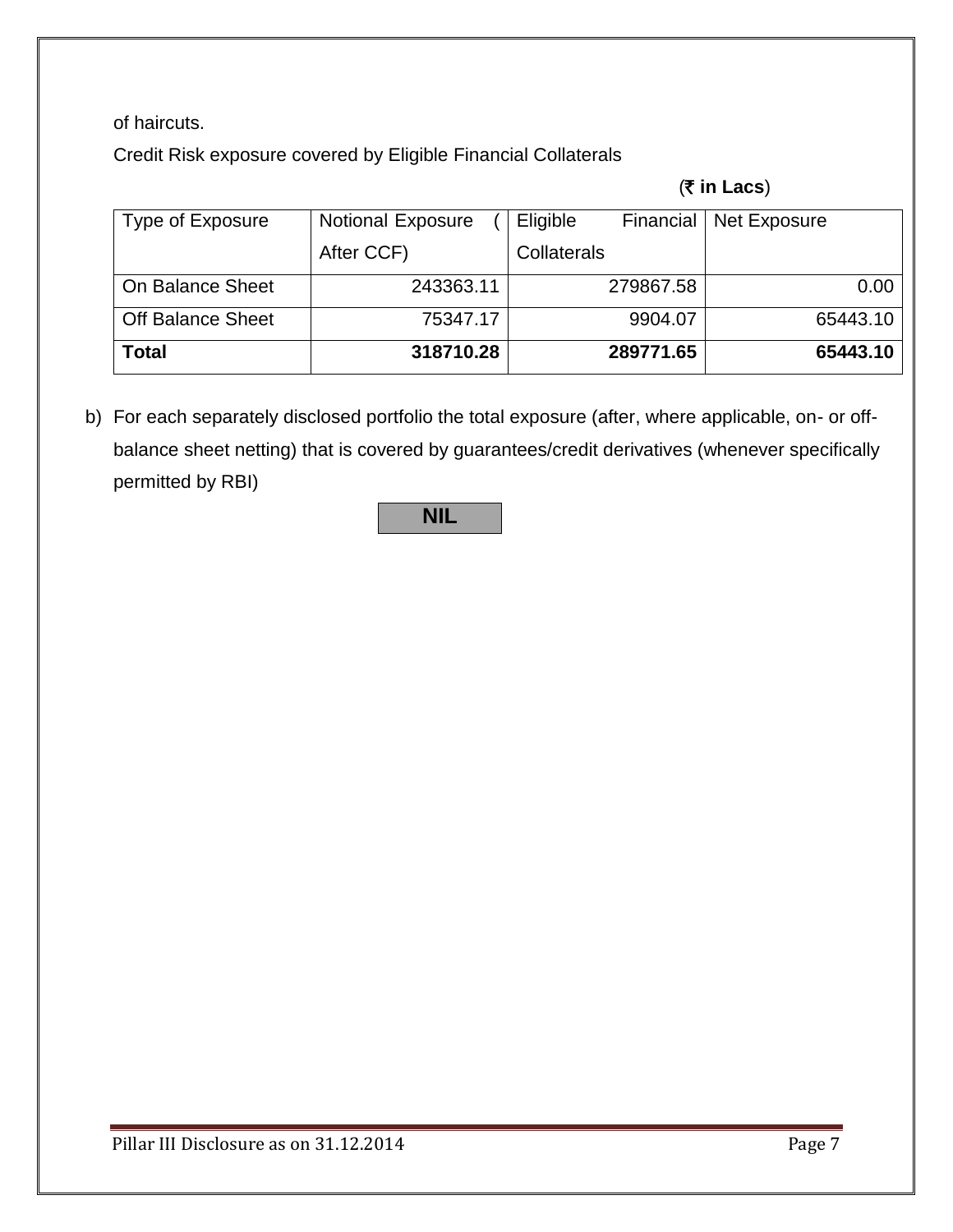of haircuts.

Credit Risk exposure covered by Eligible Financial Collaterals

(**₹ in Lacs**)

| Type of Exposure | Notional Exposure ( After CCF) | Eligible Financial Collaterals | Net Exposure |
|---|---|---|---|
| On Balance Sheet | 243363.11 | 279867.58 | 0.00 |
| Off Balance Sheet | 75347.17 | 9904.07 | 65443.10 |
| **Total** | **318710.28** | **289771.65** | **65443.10** |

b) For each separately disclosed portfolio the total exposure (after, where applicable, on- or off-balance sheet netting) that is covered by guarantees/credit derivatives (whenever specifically permitted by RBI)

**NIL**